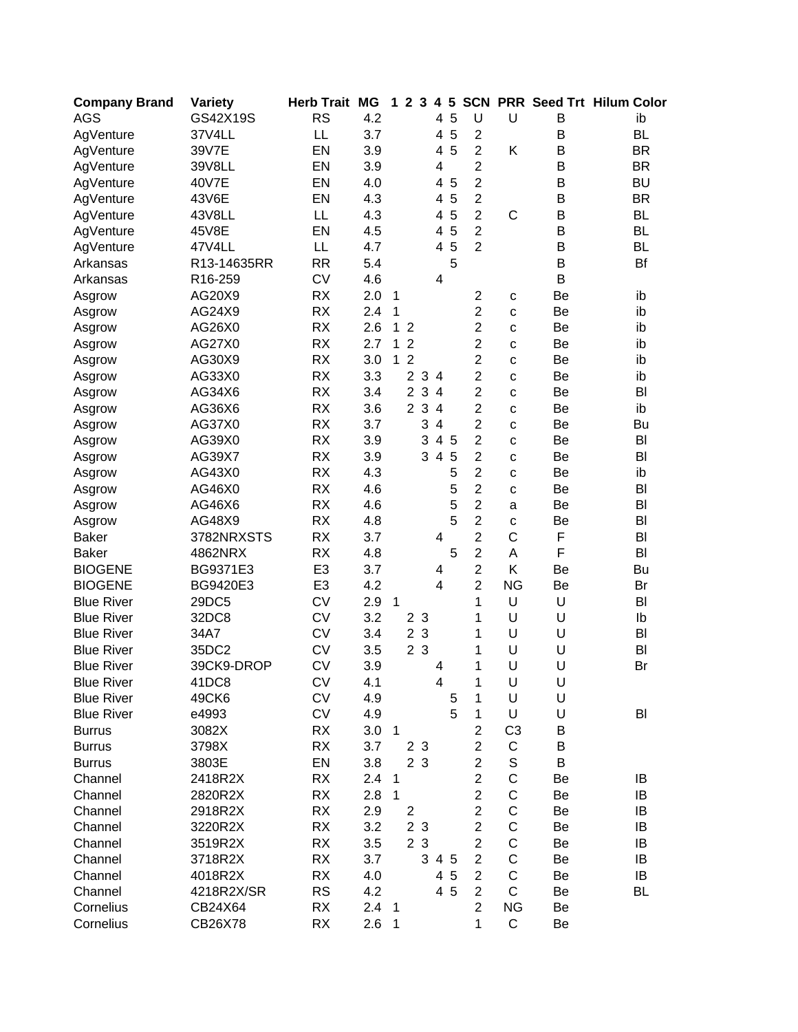| Company Brand | Variety | Herb Trait | MG | 1 | 2 | 3 | 4 | 5 | SCN | PRR | Seed Trt | Hilum Color |
|---|---|---|---|---|---|---|---|---|---|---|---|---|
| AGS | GS42X19S | RS | 4.2 | | | | 4 | 5 | U | U | B | ib |
| AgVenture | 37V4LL | LL | 3.7 | | | | 4 | 5 | 2 | | B | BL |
| AgVenture | 39V7E | EN | 3.9 | | | | 4 | 5 | 2 | K | B | BR |
| AgVenture | 39V8LL | EN | 3.9 | | | | 4 | | 2 | | B | BR |
| AgVenture | 40V7E | EN | 4.0 | | | | 4 | 5 | 2 | | B | BU |
| AgVenture | 43V6E | EN | 4.3 | | | | 4 | 5 | 2 | | B | BR |
| AgVenture | 43V8LL | LL | 4.3 | | | | 4 | 5 | 2 | C | B | BL |
| AgVenture | 45V8E | EN | 4.5 | | | | 4 | 5 | 2 | | B | BL |
| AgVenture | 47V4LL | LL | 4.7 | | | | 4 | 5 | 2 | | B | BL |
| Arkansas | R13-14635RR | RR | 5.4 | | | | | 5 | | | B | Bf |
| Arkansas | R16-259 | CV | 4.6 | | | | 4 | | | | B | |
| Asgrow | AG20X9 | RX | 2.0 | 1 | | | | | 2 | c | Be | ib |
| Asgrow | AG24X9 | RX | 2.4 | 1 | | | | | 2 | c | Be | ib |
| Asgrow | AG26X0 | RX | 2.6 | 1 | 2 | | | | 2 | c | Be | ib |
| Asgrow | AG27X0 | RX | 2.7 | 1 | 2 | | | | 2 | c | Be | ib |
| Asgrow | AG30X9 | RX | 3.0 | 1 | 2 | | | | 2 | c | Be | ib |
| Asgrow | AG33X0 | RX | 3.3 | | 2 | 3 | 4 | | 2 | c | Be | ib |
| Asgrow | AG34X6 | RX | 3.4 | | 2 | 3 | 4 | | 2 | c | Be | Bl |
| Asgrow | AG36X6 | RX | 3.6 | | 2 | 3 | 4 | | 2 | c | Be | ib |
| Asgrow | AG37X0 | RX | 3.7 | | | 3 | 4 | | 2 | c | Be | Bu |
| Asgrow | AG39X0 | RX | 3.9 | | | 3 | 4 | 5 | 2 | c | Be | Bl |
| Asgrow | AG39X7 | RX | 3.9 | | | 3 | 4 | 5 | 2 | c | Be | Bl |
| Asgrow | AG43X0 | RX | 4.3 | | | | | 5 | 2 | c | Be | ib |
| Asgrow | AG46X0 | RX | 4.6 | | | | | 5 | 2 | c | Be | Bl |
| Asgrow | AG46X6 | RX | 4.6 | | | | | 5 | 2 | a | Be | Bl |
| Asgrow | AG48X9 | RX | 4.8 | | | | | 5 | 2 | c | Be | Bl |
| Baker | 3782NRXSTS | RX | 3.7 | | | | 4 | | 2 | C | F | Bl |
| Baker | 4862NRX | RX | 4.8 | | | | | 5 | 2 | A | F | Bl |
| BIOGENE | BG9371E3 | E3 | 3.7 | | | | 4 | | 2 | K | Be | Bu |
| BIOGENE | BG9420E3 | E3 | 4.2 | | | | 4 | | 2 | NG | Be | Br |
| Blue River | 29DC5 | CV | 2.9 | 1 | | | | | 1 | U | U | Bl |
| Blue River | 32DC8 | CV | 3.2 | | 2 | 3 | | | 1 | U | U | Ib |
| Blue River | 34A7 | CV | 3.4 | | 2 | 3 | | | 1 | U | U | Bl |
| Blue River | 35DC2 | CV | 3.5 | | 2 | 3 | | | 1 | U | U | Bl |
| Blue River | 39CK9-DROP | CV | 3.9 | | | | 4 | | 1 | U | U | Br |
| Blue River | 41DC8 | CV | 4.1 | | | | 4 | | 1 | U | U | |
| Blue River | 49CK6 | CV | 4.9 | | | | | 5 | 1 | U | U | |
| Blue River | e4993 | CV | 4.9 | | | | | 5 | 1 | U | U | Bl |
| Burrus | 3082X | RX | 3.0 | 1 | | | | | 2 | C3 | B | |
| Burrus | 3798X | RX | 3.7 | | 2 | 3 | | | 2 | C | B | |
| Burrus | 3803E | EN | 3.8 | | 2 | 3 | | | 2 | S | B | |
| Channel | 2418R2X | RX | 2.4 | 1 | | | | | 2 | C | Be | IB |
| Channel | 2820R2X | RX | 2.8 | 1 | | | | | 2 | C | Be | IB |
| Channel | 2918R2X | RX | 2.9 | | 2 | | | | 2 | C | Be | IB |
| Channel | 3220R2X | RX | 3.2 | | 2 | 3 | | | 2 | C | Be | IB |
| Channel | 3519R2X | RX | 3.5 | | 2 | 3 | | | 2 | C | Be | IB |
| Channel | 3718R2X | RX | 3.7 | | | 3 | 4 | 5 | 2 | C | Be | IB |
| Channel | 4018R2X | RX | 4.0 | | | | 4 | 5 | 2 | C | Be | IB |
| Channel | 4218R2X/SR | RS | 4.2 | | | | 4 | 5 | 2 | C | Be | BL |
| Cornelius | CB24X64 | RX | 2.4 | 1 | | | | | 2 | NG | Be | |
| Cornelius | CB26X78 | RX | 2.6 | 1 | | | | | 1 | C | Be | |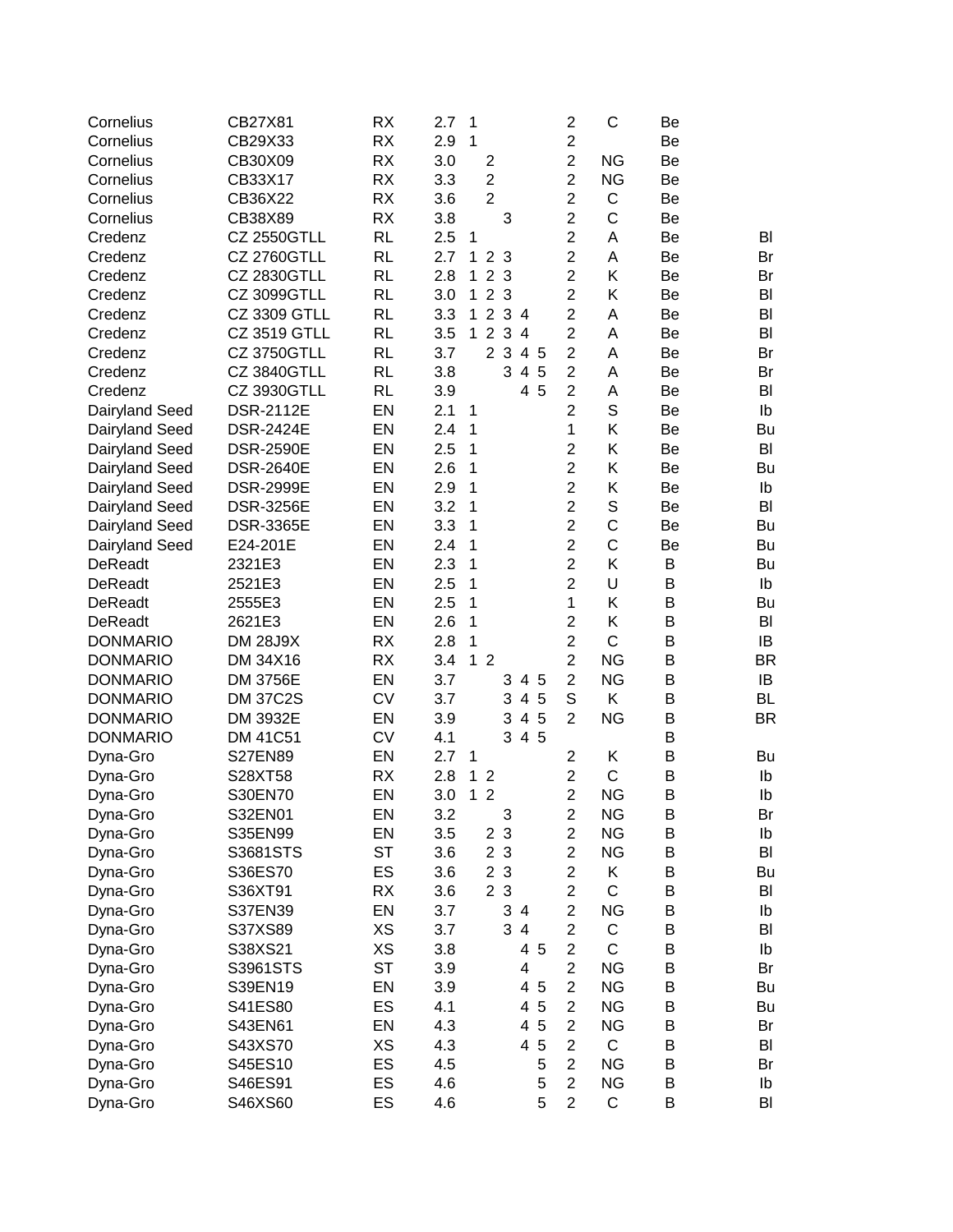| | | | | | | | | | | | | |
|---|---|---|---|---|---|---|---|---|---|---|---|---|
| Cornelius | CB27X81 | RX | 2.7 | 1 | | | | | 2 | C | Be | |
| Cornelius | CB29X33 | RX | 2.9 | 1 | | | | | 2 | | Be | |
| Cornelius | CB30X09 | RX | 3.0 | | 2 | | | | 2 | NG | Be | |
| Cornelius | CB33X17 | RX | 3.3 | | 2 | | | | 2 | NG | Be | |
| Cornelius | CB36X22 | RX | 3.6 | | 2 | | | | 2 | C | Be | |
| Cornelius | CB38X89 | RX | 3.8 | | | 3 | | | 2 | C | Be | |
| Credenz | CZ 2550GTLL | RL | 2.5 | 1 | | | | | 2 | A | Be | Bl |
| Credenz | CZ 2760GTLL | RL | 2.7 | 1 | 2 | 3 | | | 2 | A | Be | Br |
| Credenz | CZ 2830GTLL | RL | 2.8 | 1 | 2 | 3 | | | 2 | K | Be | Br |
| Credenz | CZ 3099GTLL | RL | 3.0 | 1 | 2 | 3 | | | 2 | K | Be | Bl |
| Credenz | CZ 3309 GTLL | RL | 3.3 | 1 | 2 | 3 | 4 | | 2 | A | Be | Bl |
| Credenz | CZ 3519 GTLL | RL | 3.5 | 1 | 2 | 3 | 4 | | 2 | A | Be | Bl |
| Credenz | CZ 3750GTLL | RL | 3.7 | | 2 | 3 | 4 | 5 | 2 | A | Be | Br |
| Credenz | CZ 3840GTLL | RL | 3.8 | | | 3 | 4 | 5 | 2 | A | Be | Br |
| Credenz | CZ 3930GTLL | RL | 3.9 | | | | 4 | 5 | 2 | A | Be | Bl |
| Dairyland Seed | DSR-2112E | EN | 2.1 | 1 | | | | | 2 | S | Be | Ib |
| Dairyland Seed | DSR-2424E | EN | 2.4 | 1 | | | | | 1 | K | Be | Bu |
| Dairyland Seed | DSR-2590E | EN | 2.5 | 1 | | | | | 2 | K | Be | Bl |
| Dairyland Seed | DSR-2640E | EN | 2.6 | 1 | | | | | 2 | K | Be | Bu |
| Dairyland Seed | DSR-2999E | EN | 2.9 | 1 | | | | | 2 | K | Be | Ib |
| Dairyland Seed | DSR-3256E | EN | 3.2 | 1 | | | | | 2 | S | Be | Bl |
| Dairyland Seed | DSR-3365E | EN | 3.3 | 1 | | | | | 2 | C | Be | Bu |
| Dairyland Seed | E24-201E | EN | 2.4 | 1 | | | | | 2 | C | Be | Bu |
| DeReadt | 2321E3 | EN | 2.3 | 1 | | | | | 2 | K | B | Bu |
| DeReadt | 2521E3 | EN | 2.5 | 1 | | | | | 2 | U | B | Ib |
| DeReadt | 2555E3 | EN | 2.5 | 1 | | | | | 1 | K | B | Bu |
| DeReadt | 2621E3 | EN | 2.6 | 1 | | | | | 2 | K | B | Bl |
| DONMARIO | DM 28J9X | RX | 2.8 | 1 | | | | | 2 | C | B | IB |
| DONMARIO | DM 34X16 | RX | 3.4 | 1 | 2 | | | | 2 | NG | B | BR |
| DONMARIO | DM 3756E | EN | 3.7 | | | 3 | 4 | 5 | 2 | NG | B | IB |
| DONMARIO | DM 37C2S | CV | 3.7 | | | 3 | 4 | 5 | S | K | B | BL |
| DONMARIO | DM 3932E | EN | 3.9 | | | 3 | 4 | 5 | 2 | NG | B | BR |
| DONMARIO | DM 41C51 | CV | 4.1 | | | 3 | 4 | 5 | | | B | |
| Dyna-Gro | S27EN89 | EN | 2.7 | 1 | | | | | 2 | K | B | Bu |
| Dyna-Gro | S28XT58 | RX | 2.8 | 1 | 2 | | | | 2 | C | B | Ib |
| Dyna-Gro | S30EN70 | EN | 3.0 | 1 | 2 | | | | 2 | NG | B | Ib |
| Dyna-Gro | S32EN01 | EN | 3.2 | | | 3 | | | 2 | NG | B | Br |
| Dyna-Gro | S35EN99 | EN | 3.5 | | 2 | 3 | | | 2 | NG | B | Ib |
| Dyna-Gro | S3681STS | ST | 3.6 | | 2 | 3 | | | 2 | NG | B | Bl |
| Dyna-Gro | S36ES70 | ES | 3.6 | | 2 | 3 | | | 2 | K | B | Bu |
| Dyna-Gro | S36XT91 | RX | 3.6 | | 2 | 3 | | | 2 | C | B | Bl |
| Dyna-Gro | S37EN39 | EN | 3.7 | | | 3 | 4 | | 2 | NG | B | Ib |
| Dyna-Gro | S37XS89 | XS | 3.7 | | | 3 | 4 | | 2 | C | B | Bl |
| Dyna-Gro | S38XS21 | XS | 3.8 | | | | 4 | 5 | 2 | C | B | Ib |
| Dyna-Gro | S3961STS | ST | 3.9 | | | | 4 | | 2 | NG | B | Br |
| Dyna-Gro | S39EN19 | EN | 3.9 | | | | 4 | 5 | 2 | NG | B | Bu |
| Dyna-Gro | S41ES80 | ES | 4.1 | | | | 4 | 5 | 2 | NG | B | Bu |
| Dyna-Gro | S43EN61 | EN | 4.3 | | | | 4 | 5 | 2 | NG | B | Br |
| Dyna-Gro | S43XS70 | XS | 4.3 | | | | 4 | 5 | 2 | C | B | Bl |
| Dyna-Gro | S45ES10 | ES | 4.5 | | | | | 5 | 2 | NG | B | Br |
| Dyna-Gro | S46ES91 | ES | 4.6 | | | | | 5 | 2 | NG | B | Ib |
| Dyna-Gro | S46XS60 | ES | 4.6 | | | | | 5 | 2 | C | B | Bl |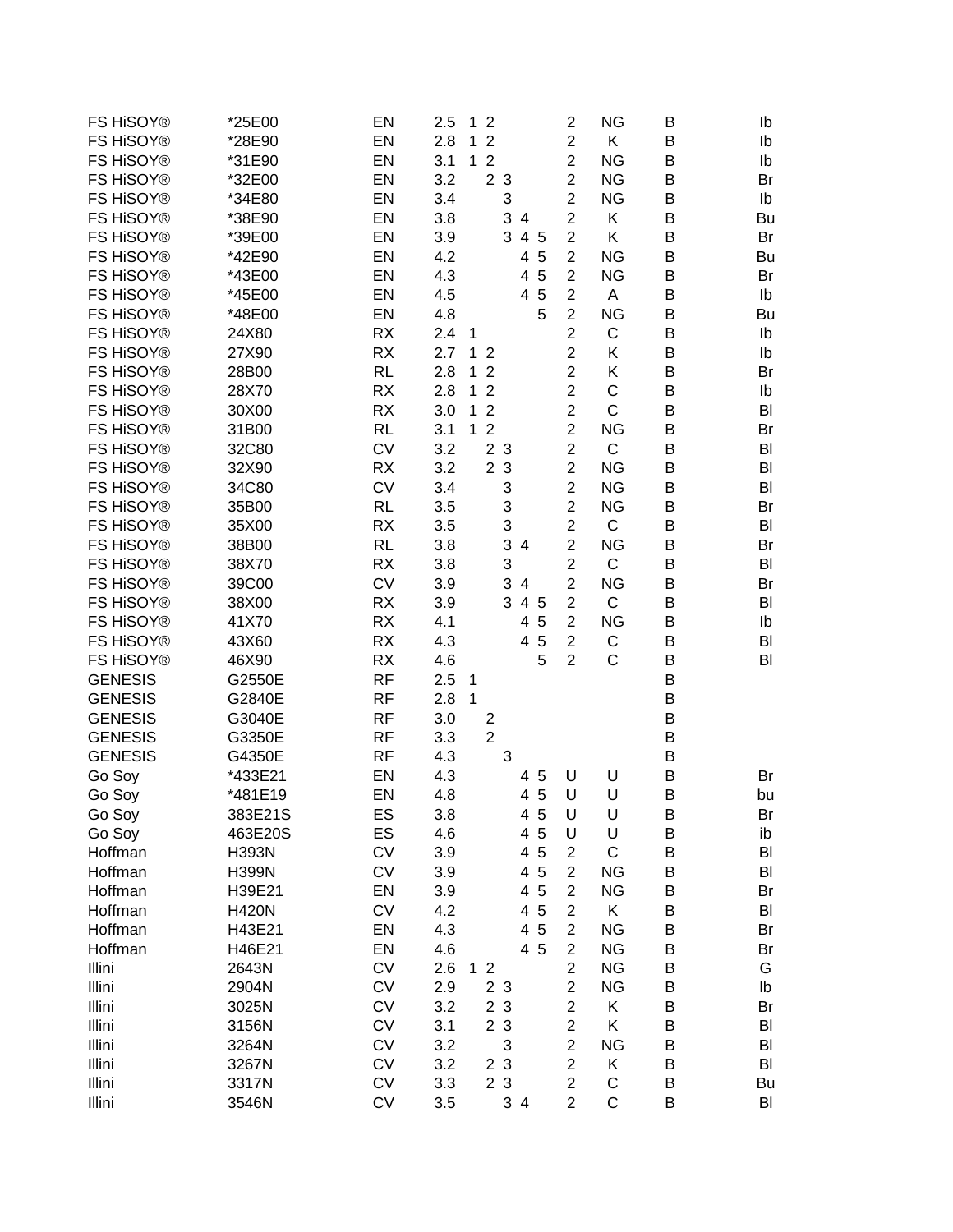| | | | | | | | | | | | | |
|---|---|---|---|---|---|---|---|---|---|---|---|---|
| FS HiSOY® | *25E00 | EN | 2.5 | 1 | 2 | | | | 2 | NG | B | Ib |
| FS HiSOY® | *28E90 | EN | 2.8 | 1 | 2 | | | | 2 | K | B | Ib |
| FS HiSOY® | *31E90 | EN | 3.1 | 1 | 2 | | | | 2 | NG | B | Ib |
| FS HiSOY® | *32E00 | EN | 3.2 | | 2 | 3 | | | 2 | NG | B | Br |
| FS HiSOY® | *34E80 | EN | 3.4 | | | 3 | | | 2 | NG | B | Ib |
| FS HiSOY® | *38E90 | EN | 3.8 | | | 3 | 4 | | 2 | K | B | Bu |
| FS HiSOY® | *39E00 | EN | 3.9 | | | 3 | 4 | 5 | 2 | K | B | Br |
| FS HiSOY® | *42E90 | EN | 4.2 | | | | 4 | 5 | 2 | NG | B | Bu |
| FS HiSOY® | *43E00 | EN | 4.3 | | | | 4 | 5 | 2 | NG | B | Br |
| FS HiSOY® | *45E00 | EN | 4.5 | | | | 4 | 5 | 2 | A | B | Ib |
| FS HiSOY® | *48E00 | EN | 4.8 | | | | | 5 | 2 | NG | B | Bu |
| FS HiSOY® | 24X80 | RX | 2.4 | 1 | | | | | 2 | C | B | Ib |
| FS HiSOY® | 27X90 | RX | 2.7 | 1 | 2 | | | | 2 | K | B | Ib |
| FS HiSOY® | 28B00 | RL | 2.8 | 1 | 2 | | | | 2 | K | B | Br |
| FS HiSOY® | 28X70 | RX | 2.8 | 1 | 2 | | | | 2 | C | B | Ib |
| FS HiSOY® | 30X00 | RX | 3.0 | 1 | 2 | | | | 2 | C | B | Bl |
| FS HiSOY® | 31B00 | RL | 3.1 | 1 | 2 | | | | 2 | NG | B | Br |
| FS HiSOY® | 32C80 | CV | 3.2 | | 2 | 3 | | | 2 | C | B | Bl |
| FS HiSOY® | 32X90 | RX | 3.2 | | 2 | 3 | | | 2 | NG | B | Bl |
| FS HiSOY® | 34C80 | CV | 3.4 | | | 3 | | | 2 | NG | B | Bl |
| FS HiSOY® | 35B00 | RL | 3.5 | | | 3 | | | 2 | NG | B | Br |
| FS HiSOY® | 35X00 | RX | 3.5 | | | 3 | | | 2 | C | B | Bl |
| FS HiSOY® | 38B00 | RL | 3.8 | | | 3 | 4 | | 2 | NG | B | Br |
| FS HiSOY® | 38X70 | RX | 3.8 | | | 3 | | | 2 | C | B | Bl |
| FS HiSOY® | 39C00 | CV | 3.9 | | | 3 | 4 | | 2 | NG | B | Br |
| FS HiSOY® | 38X00 | RX | 3.9 | | | 3 | 4 | 5 | 2 | C | B | Bl |
| FS HiSOY® | 41X70 | RX | 4.1 | | | | 4 | 5 | 2 | NG | B | Ib |
| FS HiSOY® | 43X60 | RX | 4.3 | | | | 4 | 5 | 2 | C | B | Bl |
| FS HiSOY® | 46X90 | RX | 4.6 | | | | | 5 | 2 | C | B | Bl |
| GENESIS | G2550E | RF | 2.5 | 1 | | | | | | | B | |
| GENESIS | G2840E | RF | 2.8 | 1 | | | | | | | B | |
| GENESIS | G3040E | RF | 3.0 | | 2 | | | | | | B | |
| GENESIS | G3350E | RF | 3.3 | | 2 | | | | | | B | |
| GENESIS | G4350E | RF | 4.3 | | | 3 | | | | | B | |
| Go Soy | *433E21 | EN | 4.3 | | | | 4 | 5 | U | U | B | Br |
| Go Soy | *481E19 | EN | 4.8 | | | | 4 | 5 | U | U | B | bu |
| Go Soy | 383E21S | ES | 3.8 | | | | 4 | 5 | U | U | B | Br |
| Go Soy | 463E20S | ES | 4.6 | | | | 4 | 5 | U | U | B | ib |
| Hoffman | H393N | CV | 3.9 | | | | 4 | 5 | 2 | C | B | Bl |
| Hoffman | H399N | CV | 3.9 | | | | 4 | 5 | 2 | NG | B | Bl |
| Hoffman | H39E21 | EN | 3.9 | | | | 4 | 5 | 2 | NG | B | Br |
| Hoffman | H420N | CV | 4.2 | | | | 4 | 5 | 2 | K | B | Bl |
| Hoffman | H43E21 | EN | 4.3 | | | | 4 | 5 | 2 | NG | B | Br |
| Hoffman | H46E21 | EN | 4.6 | | | | 4 | 5 | 2 | NG | B | Br |
| Illini | 2643N | CV | 2.6 | 1 | 2 | | | | 2 | NG | B | G |
| Illini | 2904N | CV | 2.9 | | 2 | 3 | | | 2 | NG | B | Ib |
| Illini | 3025N | CV | 3.2 | | 2 | 3 | | | 2 | K | B | Br |
| Illini | 3156N | CV | 3.1 | | 2 | 3 | | | 2 | K | B | Bl |
| Illini | 3264N | CV | 3.2 | | | 3 | | | 2 | NG | B | Bl |
| Illini | 3267N | CV | 3.2 | | 2 | 3 | | | 2 | K | B | Bl |
| Illini | 3317N | CV | 3.3 | | 2 | 3 | | | 2 | C | B | Bu |
| Illini | 3546N | CV | 3.5 | | | 3 | 4 | | 2 | C | B | Bl |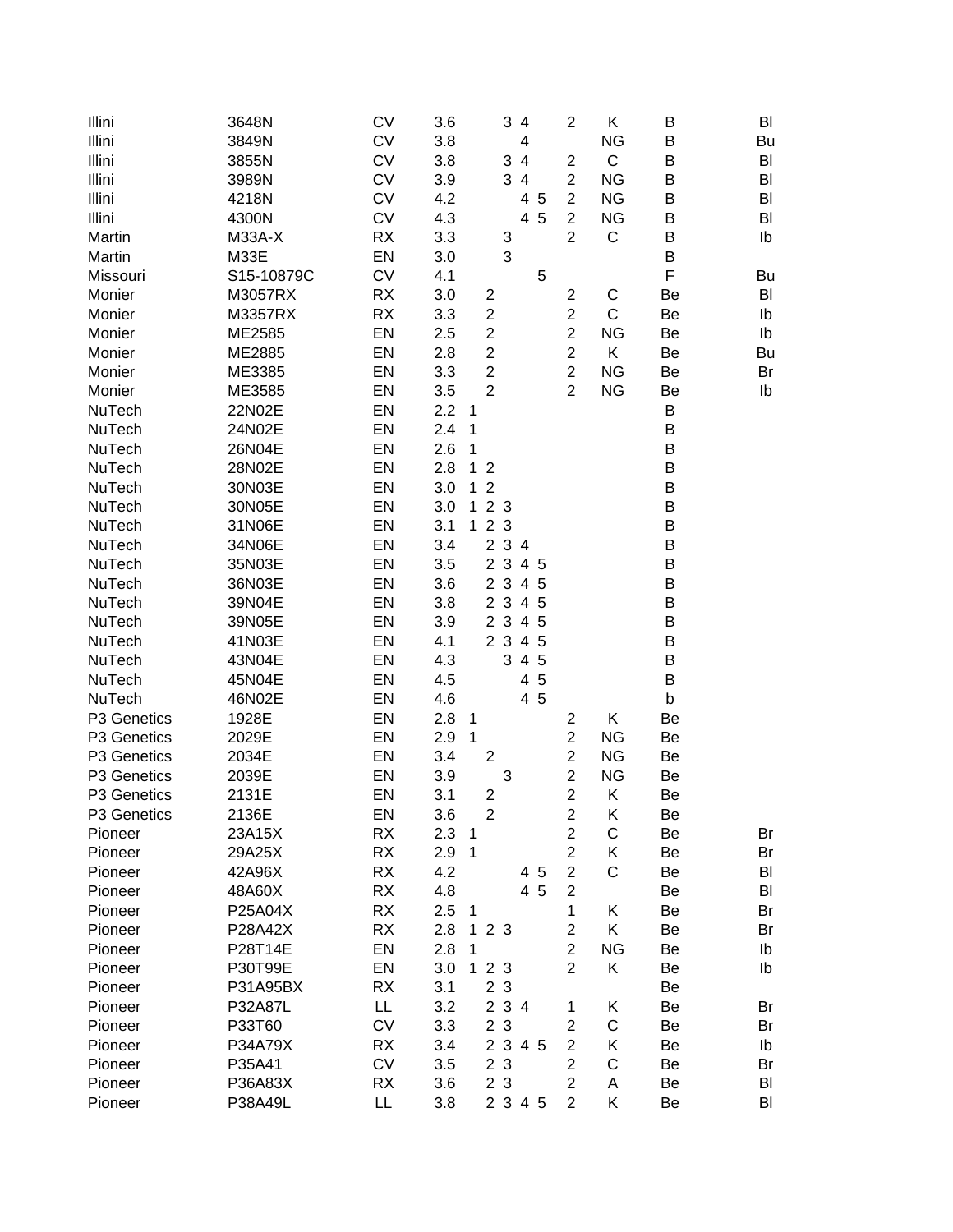| | | | | | | | | | | | | |
|---|---|---|---|---|---|---|---|---|---|---|---|---|
| Illini | 3648N | CV | 3.6 | | | 3 | 4 | | 2 | K | B | Bl |
| Illini | 3849N | CV | 3.8 | | | | 4 | | | NG | B | Bu |
| Illini | 3855N | CV | 3.8 | | | 3 | 4 | | 2 | C | B | Bl |
| Illini | 3989N | CV | 3.9 | | | 3 | 4 | | 2 | NG | B | Bl |
| Illini | 4218N | CV | 4.2 | | | | 4 | 5 | 2 | NG | B | Bl |
| Illini | 4300N | CV | 4.3 | | | | 4 | 5 | 2 | NG | B | Bl |
| Martin | M33A-X | RX | 3.3 | | | 3 | | | 2 | C | B | Ib |
| Martin | M33E | EN | 3.0 | | | 3 | | | | | B | |
| Missouri | S15-10879C | CV | 4.1 | | | | | 5 | | | F | Bu |
| Monier | M3057RX | RX | 3.0 | | 2 | | | | 2 | C | Be | Bl |
| Monier | M3357RX | RX | 3.3 | | 2 | | | | 2 | C | Be | Ib |
| Monier | ME2585 | EN | 2.5 | | 2 | | | | 2 | NG | Be | Ib |
| Monier | ME2885 | EN | 2.8 | | 2 | | | | 2 | K | Be | Bu |
| Monier | ME3385 | EN | 3.3 | | 2 | | | | 2 | NG | Be | Br |
| Monier | ME3585 | EN | 3.5 | | 2 | | | | 2 | NG | Be | Ib |
| NuTech | 22N02E | EN | 2.2 | 1 | | | | | | | B | |
| NuTech | 24N02E | EN | 2.4 | 1 | | | | | | | B | |
| NuTech | 26N04E | EN | 2.6 | 1 | | | | | | | B | |
| NuTech | 28N02E | EN | 2.8 | 1 | 2 | | | | | | B | |
| NuTech | 30N03E | EN | 3.0 | 1 | 2 | | | | | | B | |
| NuTech | 30N05E | EN | 3.0 | 1 | 2 | 3 | | | | | B | |
| NuTech | 31N06E | EN | 3.1 | 1 | 2 | 3 | | | | | B | |
| NuTech | 34N06E | EN | 3.4 | | 2 | 3 | 4 | | | | B | |
| NuTech | 35N03E | EN | 3.5 | | 2 | 3 | 4 | 5 | | | B | |
| NuTech | 36N03E | EN | 3.6 | | 2 | 3 | 4 | 5 | | | B | |
| NuTech | 39N04E | EN | 3.8 | | 2 | 3 | 4 | 5 | | | B | |
| NuTech | 39N05E | EN | 3.9 | | 2 | 3 | 4 | 5 | | | B | |
| NuTech | 41N03E | EN | 4.1 | | 2 | 3 | 4 | 5 | | | B | |
| NuTech | 43N04E | EN | 4.3 | | | 3 | 4 | 5 | | | B | |
| NuTech | 45N04E | EN | 4.5 | | | | 4 | 5 | | | B | |
| NuTech | 46N02E | EN | 4.6 | | | | 4 | 5 | | | b | |
| P3 Genetics | 1928E | EN | 2.8 | 1 | | | | | 2 | K | Be | |
| P3 Genetics | 2029E | EN | 2.9 | 1 | | | | | 2 | NG | Be | |
| P3 Genetics | 2034E | EN | 3.4 | | 2 | | | | 2 | NG | Be | |
| P3 Genetics | 2039E | EN | 3.9 | | | 3 | | | 2 | NG | Be | |
| P3 Genetics | 2131E | EN | 3.1 | | 2 | | | | 2 | K | Be | |
| P3 Genetics | 2136E | EN | 3.6 | | 2 | | | | 2 | K | Be | |
| Pioneer | 23A15X | RX | 2.3 | 1 | | | | | 2 | C | Be | Br |
| Pioneer | 29A25X | RX | 2.9 | 1 | | | | | 2 | K | Be | Br |
| Pioneer | 42A96X | RX | 4.2 | | | | 4 | 5 | 2 | C | Be | Bl |
| Pioneer | 48A60X | RX | 4.8 | | | | 4 | 5 | 2 | | Be | Bl |
| Pioneer | P25A04X | RX | 2.5 | 1 | | | | | 1 | K | Be | Br |
| Pioneer | P28A42X | RX | 2.8 | 1 | 2 | 3 | | | 2 | K | Be | Br |
| Pioneer | P28T14E | EN | 2.8 | 1 | | | | | 2 | NG | Be | Ib |
| Pioneer | P30T99E | EN | 3.0 | 1 | 2 | 3 | | | 2 | K | Be | Ib |
| Pioneer | P31A95BX | RX | 3.1 | | 2 | 3 | | | | | Be | |
| Pioneer | P32A87L | LL | 3.2 | | 2 | 3 | 4 | | 1 | K | Be | Br |
| Pioneer | P33T60 | CV | 3.3 | | 2 | 3 | | | 2 | C | Be | Br |
| Pioneer | P34A79X | RX | 3.4 | | 2 | 3 | 4 | 5 | 2 | K | Be | Ib |
| Pioneer | P35A41 | CV | 3.5 | | 2 | 3 | | | 2 | C | Be | Br |
| Pioneer | P36A83X | RX | 3.6 | | 2 | 3 | | | 2 | A | Be | Bl |
| Pioneer | P38A49L | LL | 3.8 | | 2 | 3 | 4 | 5 | 2 | K | Be | Bl |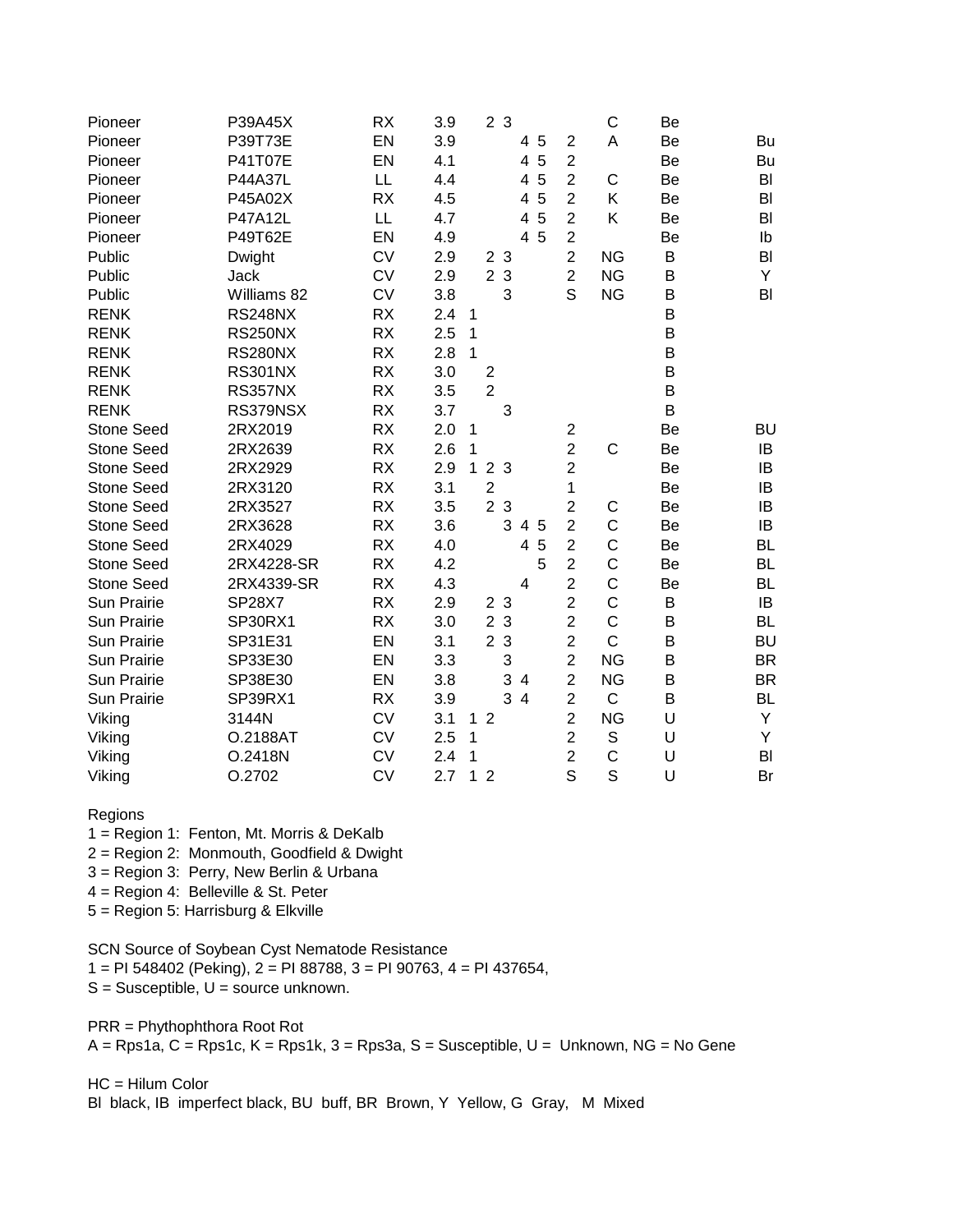| | | | | | | | | | | | | |
|---|---|---|---|---|---|---|---|---|---|---|---|---|
| Pioneer | P39A45X | RX | 3.9 | | 2 | 3 | | | | C | Be | |
| Pioneer | P39T73E | EN | 3.9 | | | | 4 | 5 | 2 | A | Be | Bu |
| Pioneer | P41T07E | EN | 4.1 | | | | 4 | 5 | 2 | | Be | Bu |
| Pioneer | P44A37L | LL | 4.4 | | | | 4 | 5 | 2 | C | Be | Bl |
| Pioneer | P45A02X | RX | 4.5 | | | | 4 | 5 | 2 | K | Be | Bl |
| Pioneer | P47A12L | LL | 4.7 | | | | 4 | 5 | 2 | K | Be | Bl |
| Pioneer | P49T62E | EN | 4.9 | | | | 4 | 5 | 2 | | Be | Ib |
| Public | Dwight | CV | 2.9 | | 2 | 3 | | | 2 | NG | B | Bl |
| Public | Jack | CV | 2.9 | | 2 | 3 | | | 2 | NG | B | Y |
| Public | Williams 82 | CV | 3.8 | | | 3 | | | S | NG | B | Bl |
| RENK | RS248NX | RX | 2.4 | 1 | | | | | | | B | |
| RENK | RS250NX | RX | 2.5 | 1 | | | | | | | B | |
| RENK | RS280NX | RX | 2.8 | 1 | | | | | | | B | |
| RENK | RS301NX | RX | 3.0 | | 2 | | | | | | B | |
| RENK | RS357NX | RX | 3.5 | | 2 | | | | | | B | |
| RENK | RS379NSX | RX | 3.7 | | | 3 | | | | | B | |
| Stone Seed | 2RX2019 | RX | 2.0 | 1 | | | | | 2 | | Be | BU |
| Stone Seed | 2RX2639 | RX | 2.6 | 1 | | | | | 2 | C | Be | IB |
| Stone Seed | 2RX2929 | RX | 2.9 | 1 | 2 | 3 | | | 2 | | Be | IB |
| Stone Seed | 2RX3120 | RX | 3.1 | | 2 | | | | 1 | | Be | IB |
| Stone Seed | 2RX3527 | RX | 3.5 | | 2 | 3 | | | 2 | C | Be | IB |
| Stone Seed | 2RX3628 | RX | 3.6 | | | 3 | 4 | 5 | 2 | C | Be | IB |
| Stone Seed | 2RX4029 | RX | 4.0 | | | | 4 | 5 | 2 | C | Be | BL |
| Stone Seed | 2RX4228-SR | RX | 4.2 | | | | | 5 | 2 | C | Be | BL |
| Stone Seed | 2RX4339-SR | RX | 4.3 | | | | 4 | | 2 | C | Be | BL |
| Sun Prairie | SP28X7 | RX | 2.9 | | 2 | 3 | | | 2 | C | B | IB |
| Sun Prairie | SP30RX1 | RX | 3.0 | | 2 | 3 | | | 2 | C | B | BL |
| Sun Prairie | SP31E31 | EN | 3.1 | | 2 | 3 | | | 2 | C | B | BU |
| Sun Prairie | SP33E30 | EN | 3.3 | | | 3 | | | 2 | NG | B | BR |
| Sun Prairie | SP38E30 | EN | 3.8 | | | 3 | 4 | | 2 | NG | B | BR |
| Sun Prairie | SP39RX1 | RX | 3.9 | | | 3 | 4 | | 2 | C | B | BL |
| Viking | 3144N | CV | 3.1 | 1 | 2 | | | | 2 | NG | U | Y |
| Viking | O.2188AT | CV | 2.5 | 1 | | | | | 2 | S | U | Y |
| Viking | O.2418N | CV | 2.4 | 1 | | | | | 2 | C | U | Bl |
| Viking | O.2702 | CV | 2.7 | 1 | 2 | | | | S | S | U | Br |

Regions
1 = Region 1: Fenton, Mt. Morris & DeKalb
2 = Region 2: Monmouth, Goodfield & Dwight
3 = Region 3: Perry, New Berlin & Urbana
4 = Region 4: Belleville & St. Peter
5 = Region 5: Harrisburg & Elkville

SCN Source of Soybean Cyst Nematode Resistance
1 = PI 548402 (Peking), 2 = PI 88788, 3 = PI 90763, 4 = PI 437654,
S = Susceptible, U = source unknown.

PRR = Phythophthora Root Rot
A = Rps1a, C = Rps1c, K = Rps1k, 3 = Rps3a, S = Susceptible, U = Unknown, NG = No Gene

HC = Hilum Color
Bl black, IB imperfect black, BU buff, BR Brown, Y Yellow, G Gray, M Mixed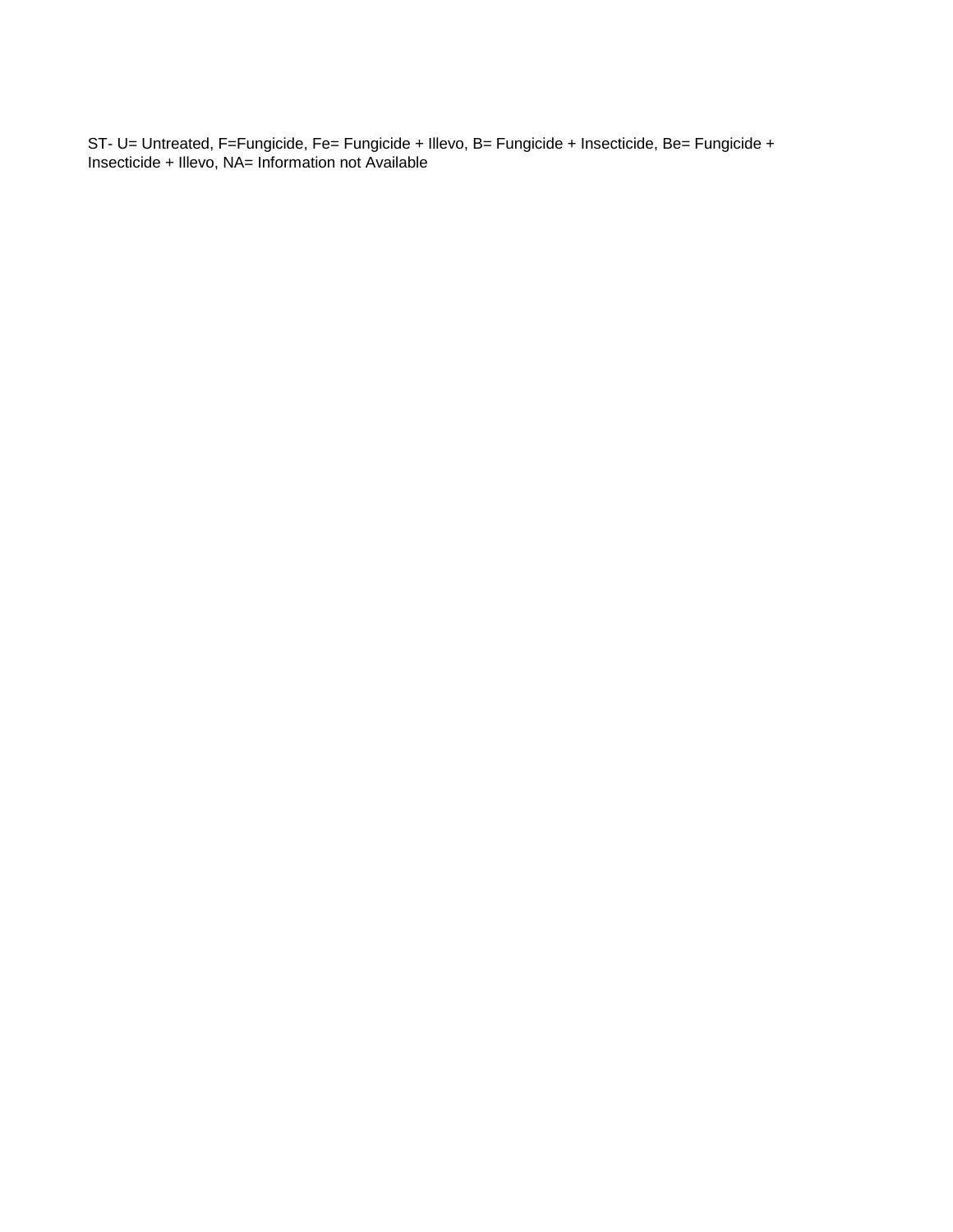ST- U= Untreated, F=Fungicide, Fe= Fungicide + Illevo, B= Fungicide + Insecticide, Be= Fungicide + Insecticide + Illevo, NA= Information not Available